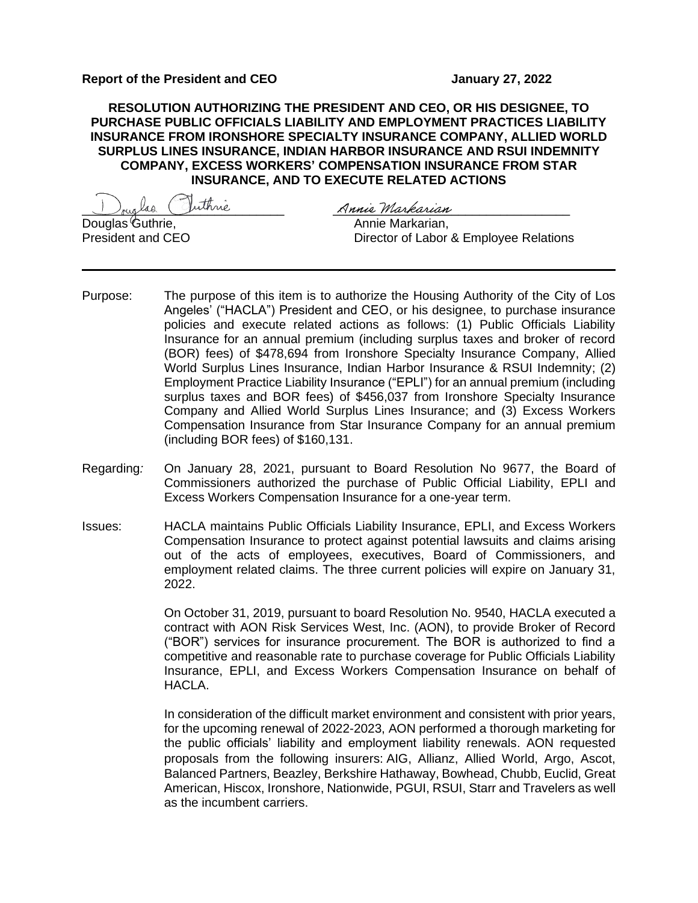**Report of the President and CEO** **January 27, 2022**

**RESOLUTION AUTHORIZING THE PRESIDENT AND CEO, OR HIS DESIGNEE, TO PURCHASE PUBLIC OFFICIALS LIABILITY AND EMPLOYMENT PRACTICES LIABILITY INSURANCE FROM IRONSHORE SPECIALTY INSURANCE COMPANY, ALLIED WORLD SURPLUS LINES INSURANCE, INDIAN HARBOR INSURANCE AND RSUI INDEMNITY COMPANY, EXCESS WORKERS' COMPENSATION INSURANCE FROM STAR INSURANCE, AND TO EXECUTE RELATED ACTIONS**

Douglas Guthrie
Douglas Guthrie,
President and CEO

Annie Markarian
Annie Markarian,
Director of Labor & Employee Relations

---

Purpose: The purpose of this item is to authorize the Housing Authority of the City of Los Angeles' ("HACLA") President and CEO, or his designee, to purchase insurance policies and execute related actions as follows: (1) Public Officials Liability Insurance for an annual premium (including surplus taxes and broker of record (BOR) fees) of $478,694 from Ironshore Specialty Insurance Company, Allied World Surplus Lines Insurance, Indian Harbor Insurance & RSUI Indemnity; (2) Employment Practice Liability Insurance ("EPLI") for an annual premium (including surplus taxes and BOR fees) of $456,037 from Ironshore Specialty Insurance Company and Allied World Surplus Lines Insurance; and (3) Excess Workers Compensation Insurance from Star Insurance Company for an annual premium (including BOR fees) of $160,131.

Regarding*:* On January 28, 2021, pursuant to Board Resolution No 9677, the Board of Commissioners authorized the purchase of Public Official Liability, EPLI and Excess Workers Compensation Insurance for a one-year term.

Issues: HACLA maintains Public Officials Liability Insurance, EPLI, and Excess Workers Compensation Insurance to protect against potential lawsuits and claims arising out of the acts of employees, executives, Board of Commissioners, and employment related claims. The three current policies will expire on January 31, 2022.

On October 31, 2019, pursuant to board Resolution No. 9540, HACLA executed a contract with AON Risk Services West, Inc. (AON), to provide Broker of Record ("BOR") services for insurance procurement. The BOR is authorized to find a competitive and reasonable rate to purchase coverage for Public Officials Liability Insurance, EPLI, and Excess Workers Compensation Insurance on behalf of HACLA.

In consideration of the difficult market environment and consistent with prior years, for the upcoming renewal of 2022-2023, AON performed a thorough marketing for the public officials' liability and employment liability renewals. AON requested proposals from the following insurers: AIG, Allianz, Allied World, Argo, Ascot, Balanced Partners, Beazley, Berkshire Hathaway, Bowhead, Chubb, Euclid, Great American, Hiscox, Ironshore, Nationwide, PGUI, RSUI, Starr and Travelers as well as the incumbent carriers.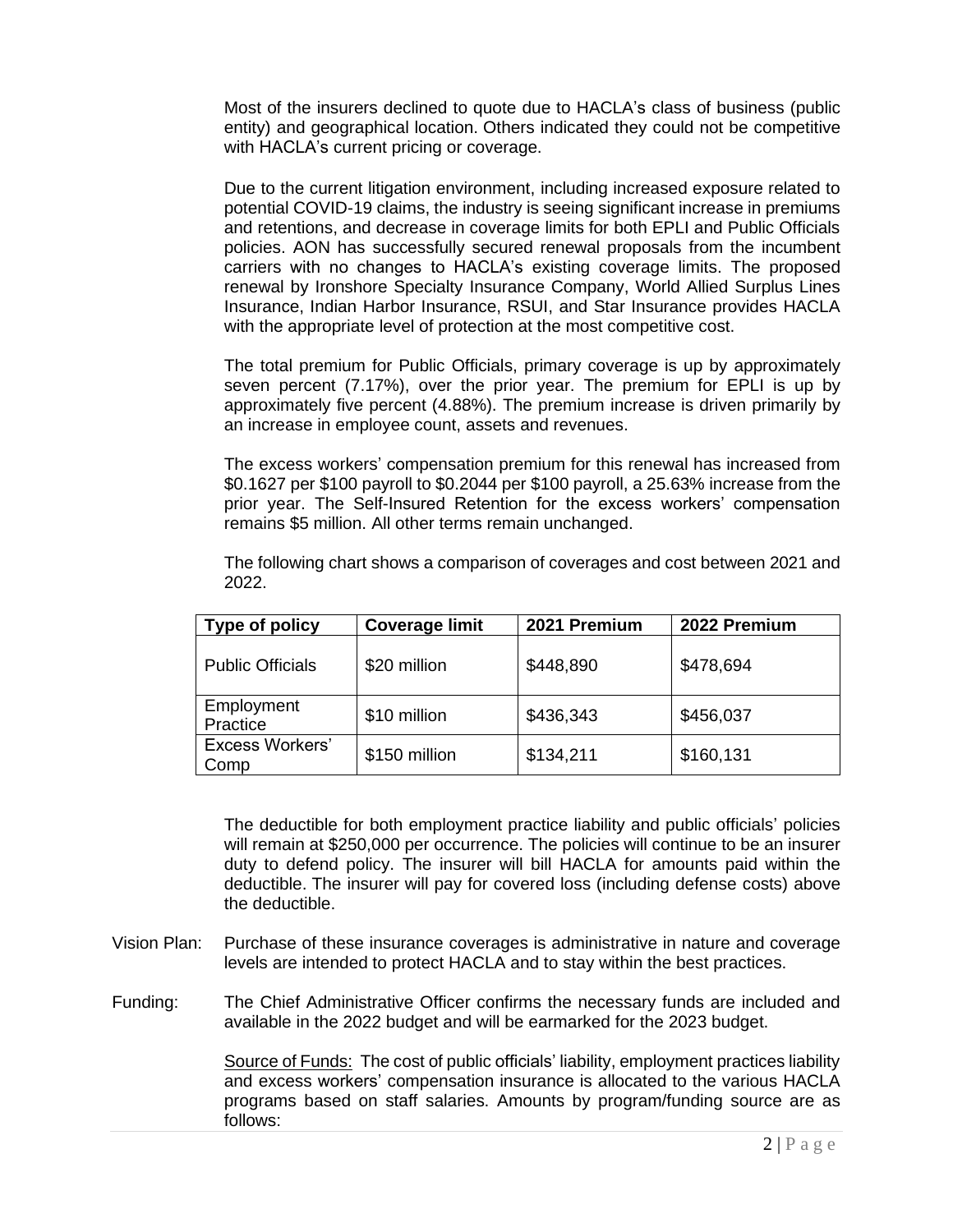Most of the insurers declined to quote due to HACLA's class of business (public entity) and geographical location. Others indicated they could not be competitive with HACLA's current pricing or coverage.

Due to the current litigation environment, including increased exposure related to potential COVID-19 claims, the industry is seeing significant increase in premiums and retentions, and decrease in coverage limits for both EPLI and Public Officials policies. AON has successfully secured renewal proposals from the incumbent carriers with no changes to HACLA's existing coverage limits. The proposed renewal by Ironshore Specialty Insurance Company, World Allied Surplus Lines Insurance, Indian Harbor Insurance, RSUI, and Star Insurance provides HACLA with the appropriate level of protection at the most competitive cost.

The total premium for Public Officials, primary coverage is up by approximately seven percent (7.17%), over the prior year. The premium for EPLI is up by approximately five percent (4.88%). The premium increase is driven primarily by an increase in employee count, assets and revenues.

The excess workers' compensation premium for this renewal has increased from \$0.1627 per \$100 payroll to \$0.2044 per \$100 payroll, a 25.63% increase from the prior year. The Self-Insured Retention for the excess workers' compensation remains \$5 million. All other terms remain unchanged.

The following chart shows a comparison of coverages and cost between 2021 and 2022.

| Type of policy | Coverage limit | 2021 Premium | 2022 Premium |
|---|---|---|---|
| Public Officials | \$20 million | \$448,890 | \$478,694 |
| Employment Practice | \$10 million | \$436,343 | \$456,037 |
| Excess Workers' Comp | \$150 million | \$134,211 | \$160,131 |

The deductible for both employment practice liability and public officials' policies will remain at \$250,000 per occurrence. The policies will continue to be an insurer duty to defend policy. The insurer will bill HACLA for amounts paid within the deductible. The insurer will pay for covered loss (including defense costs) above the deductible.

Vision Plan: Purchase of these insurance coverages is administrative in nature and coverage levels are intended to protect HACLA and to stay within the best practices.

Funding: The Chief Administrative Officer confirms the necessary funds are included and available in the 2022 budget and will be earmarked for the 2023 budget.

Source of Funds: The cost of public officials' liability, employment practices liability and excess workers' compensation insurance is allocated to the various HACLA programs based on staff salaries. Amounts by program/funding source are as follows: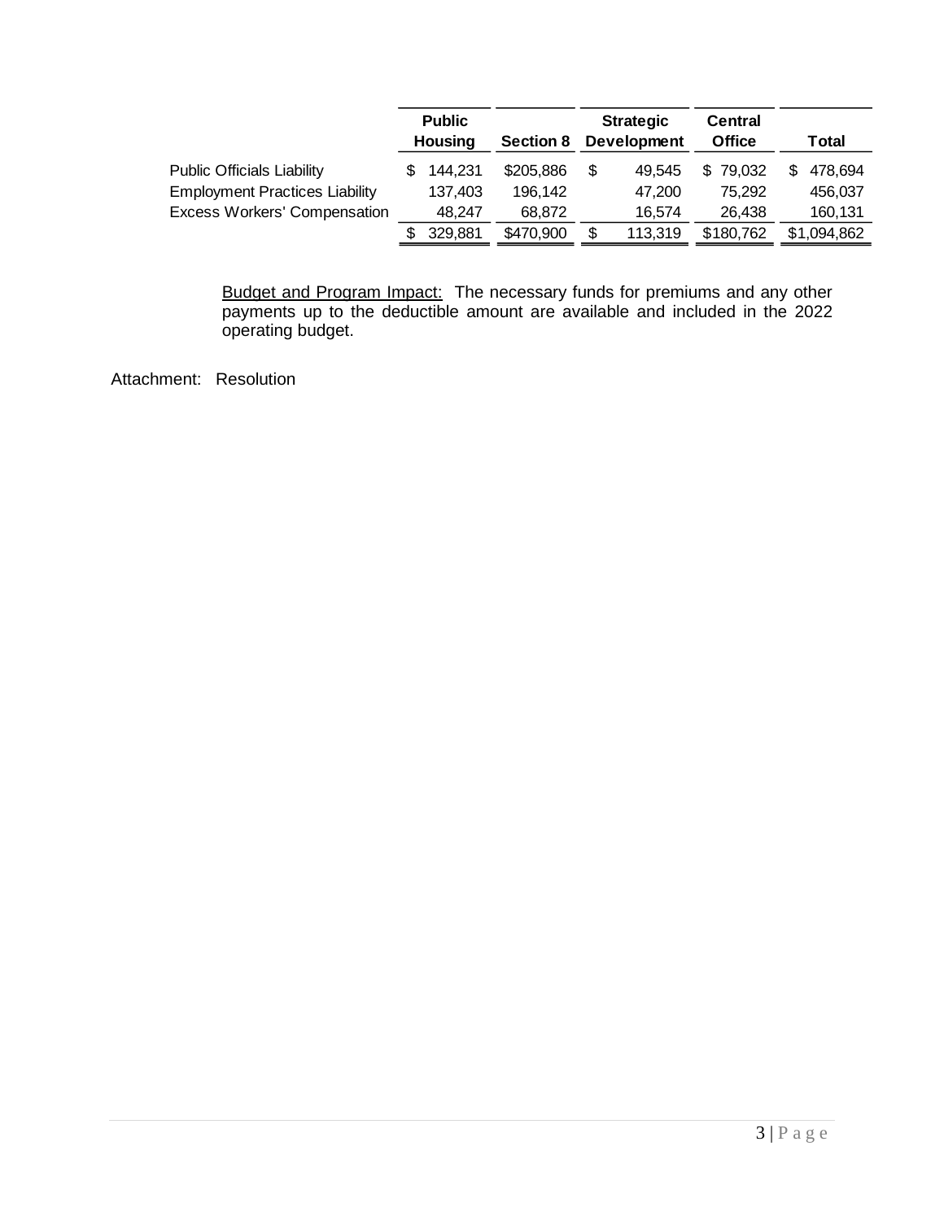| | Public Housing | Section 8 | Strategic Development | Central Office | Total |
|---|---|---|---|---|---|
| Public Officials Liability | $ 144,231 | $205,886 | $ 49,545 | $ 79,032 | $ 478,694 |
| Employment Practices Liability | 137,403 | 196,142 | 47,200 | 75,292 | 456,037 |
| Excess Workers' Compensation | 48,247 | 68,872 | 16,574 | 26,438 | 160,131 |
| | $ 329,881 | $470,900 | $ 113,319 | $180,762 | $1,094,862 |

<u>Budget and Program Impact:</u> The necessary funds for premiums and any other payments up to the deductible amount are available and included in the 2022 operating budget.

Attachment: Resolution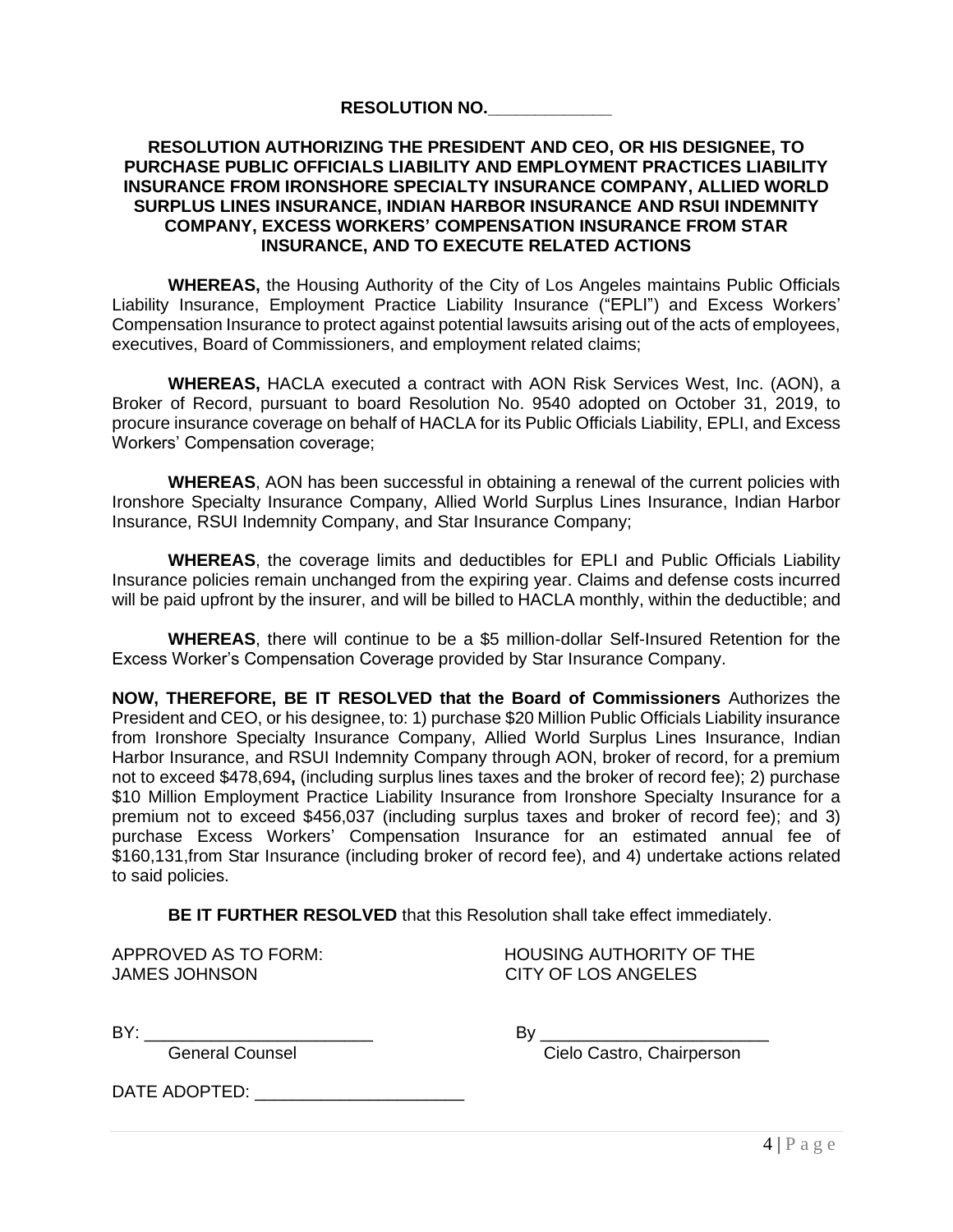**RESOLUTION NO.\_\_\_\_\_\_\_\_\_\_\_\_\_**

**RESOLUTION AUTHORIZING THE PRESIDENT AND CEO, OR HIS DESIGNEE, TO PURCHASE PUBLIC OFFICIALS LIABILITY AND EMPLOYMENT PRACTICES LIABILITY INSURANCE FROM IRONSHORE SPECIALTY INSURANCE COMPANY, ALLIED WORLD SURPLUS LINES INSURANCE, INDIAN HARBOR INSURANCE AND RSUI INDEMNITY COMPANY, EXCESS WORKERS' COMPENSATION INSURANCE FROM STAR INSURANCE, AND TO EXECUTE RELATED ACTIONS**

**WHEREAS,** the Housing Authority of the City of Los Angeles maintains Public Officials Liability Insurance, Employment Practice Liability Insurance ("EPLI") and Excess Workers' Compensation Insurance to protect against potential lawsuits arising out of the acts of employees, executives, Board of Commissioners, and employment related claims;

**WHEREAS,** HACLA executed a contract with AON Risk Services West, Inc. (AON), a Broker of Record, pursuant to board Resolution No. 9540 adopted on October 31, 2019, to procure insurance coverage on behalf of HACLA for its Public Officials Liability, EPLI, and Excess Workers' Compensation coverage;

**WHEREAS**, AON has been successful in obtaining a renewal of the current policies with Ironshore Specialty Insurance Company, Allied World Surplus Lines Insurance, Indian Harbor Insurance, RSUI Indemnity Company, and Star Insurance Company;

**WHEREAS**, the coverage limits and deductibles for EPLI and Public Officials Liability Insurance policies remain unchanged from the expiring year. Claims and defense costs incurred will be paid upfront by the insurer, and will be billed to HACLA monthly, within the deductible; and

**WHEREAS**, there will continue to be a $5 million-dollar Self-Insured Retention for the Excess Worker's Compensation Coverage provided by Star Insurance Company.

**NOW, THEREFORE, BE IT RESOLVED that the Board of Commissioners** Authorizes the President and CEO, or his designee, to: 1) purchase $20 Million Public Officials Liability insurance from Ironshore Specialty Insurance Company, Allied World Surplus Lines Insurance, Indian Harbor Insurance, and RSUI Indemnity Company through AON, broker of record, for a premium not to exceed $478,694**,** (including surplus lines taxes and the broker of record fee); 2) purchase $10 Million Employment Practice Liability Insurance from Ironshore Specialty Insurance for a premium not to exceed $456,037 (including surplus taxes and broker of record fee); and 3) purchase Excess Workers' Compensation Insurance for an estimated annual fee of $160,131,from Star Insurance (including broker of record fee), and 4) undertake actions related to said policies.

**BE IT FURTHER RESOLVED** that this Resolution shall take effect immediately.

APPROVED AS TO FORM:
JAMES JOHNSON

BY: \_\_\_\_\_\_\_\_\_\_\_\_\_\_\_\_\_\_\_\_\_\_\_\_
General Counsel

HOUSING AUTHORITY OF THE
CITY OF LOS ANGELES

By \_\_\_\_\_\_\_\_\_\_\_\_\_\_\_\_\_\_\_\_\_\_\_\_
Cielo Castro, Chairperson

DATE ADOPTED: \_\_\_\_\_\_\_\_\_\_\_\_\_\_\_\_\_\_\_\_\_\_